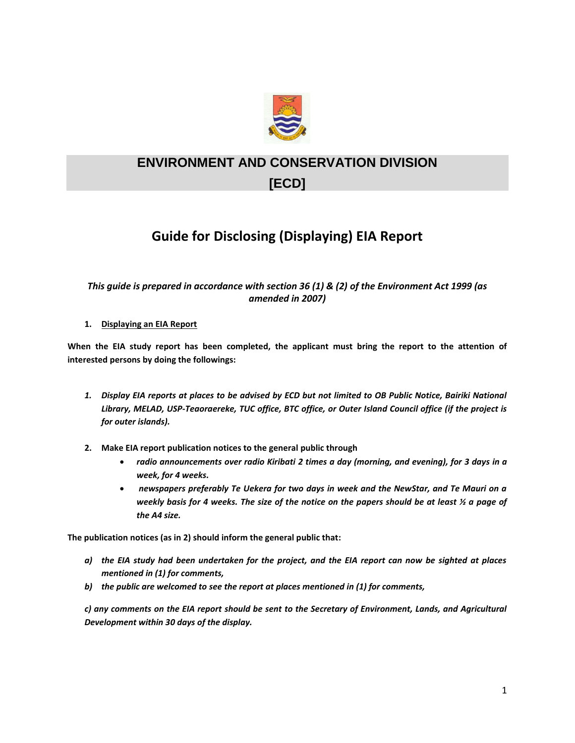# ENVIRONMENT AND CONSERVATION DIVISION [ECD]

## Guide for Disclosing (Displaying) EIA Report

*This guide is prepared in accordance with section 36 (1) & (2) of the Environment Act 1999 (as amended in 2007)*

1. **Displaying an EIA Report**

**When the EIA study report has been completed, the applicant must bring the report to the attention of interested persons by doing the followings:**

1. ***Display EIA reports at places to be advised by ECD but not limited to OB Public Notice, Bairiki National Library, MELAD, USP-Teaoraereke, TUC office, BTC office, or Outer Island Council office (if the project is for outer islands).***

2. **Make EIA report publication notices to the general public through**
   - ***radio announcements over radio Kiribati 2 times a day (morning, and evening), for 3 days in a week, for 4 weeks.***
   - ***newspapers preferably Te Uekera for two days in week and the NewStar, and Te Mauri on a weekly basis for 4 weeks. The size of the notice on the papers should be at least ½ a page of the A4 size.***

**The publication notices (as in 2) should inform the general public that:**

a) ***the EIA study had been undertaken for the project, and the EIA report can now be sighted at places mentioned in (1) for comments,***

b) ***the public are welcomed to see the report at places mentioned in (1) for comments,***

***c) any comments on the EIA report should be sent to the Secretary of Environment, Lands, and Agricultural Development within 30 days of the display.***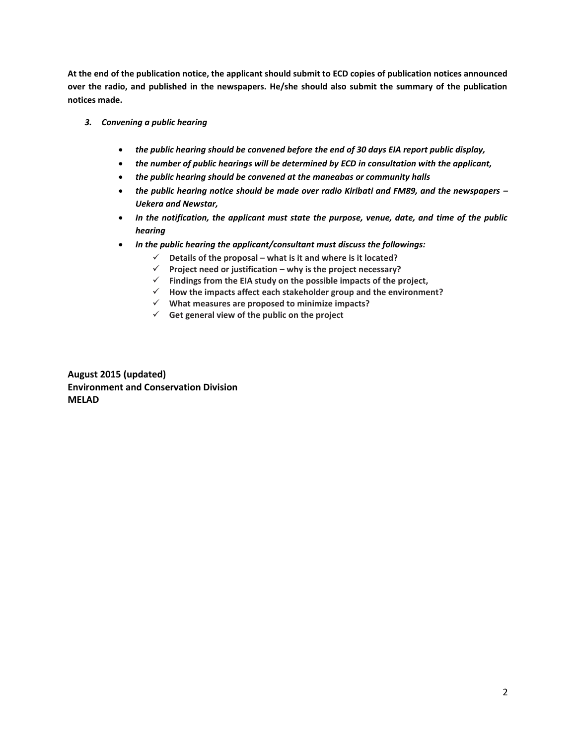**At the end of the publication notice, the applicant should submit to ECD copies of publication notices announced over the radio, and published in the newspapers. He/she should also submit the summary of the publication notices made.**

***3. Convening a public hearing***

- ***the public hearing should be convened before the end of 30 days EIA report public display,***
- ***the number of public hearings will be determined by ECD in consultation with the applicant,***
- ***the public hearing should be convened at the maneabas or community halls***
- ***the public hearing notice should be made over radio Kiribati and FM89, and the newspapers – Uekera and Newstar,***
- ***In the notification, the applicant must state the purpose, venue, date, and time of the public hearing***
- ***In the public hearing the applicant/consultant must discuss the followings:***
  - ✓ **Details of the proposal – what is it and where is it located?**
  - ✓ **Project need or justification – why is the project necessary?**
  - ✓ **Findings from the EIA study on the possible impacts of the project,**
  - ✓ **How the impacts affect each stakeholder group and the environment?**
  - ✓ **What measures are proposed to minimize impacts?**
  - ✓ **Get general view of the public on the project**

**August 2015 (updated)**
**Environment and Conservation Division**
**MELAD**